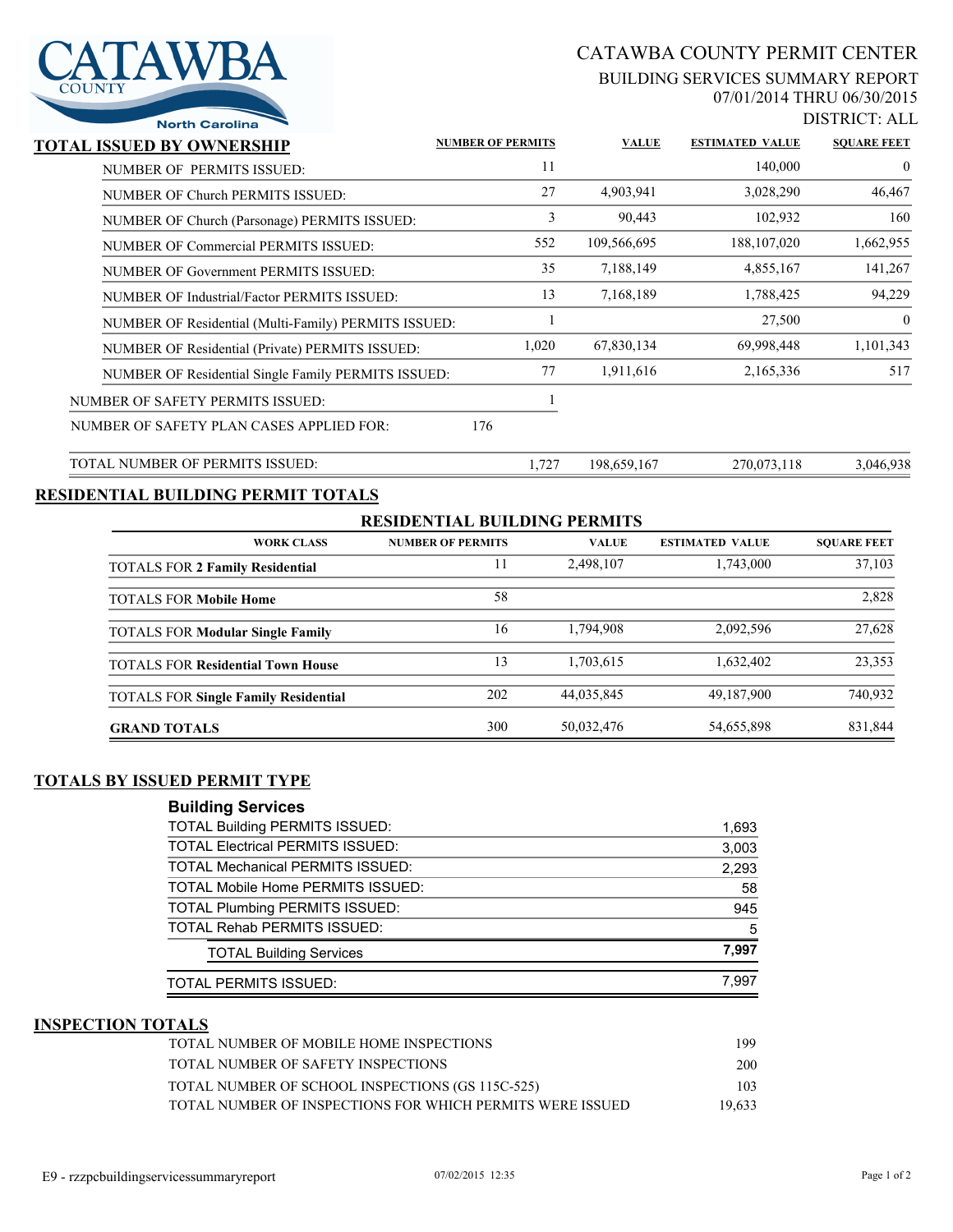CATAWBA COUNTY North Carolina

# CATAWBA COUNTY PERMIT CENTER

## BUILDING SERVICES SUMMARY REPORT

07/01/2014 THRU 06/30/2015

DISTRICT: ALL

## TOTAL ISSUED BY OWNERSHIP

| | NUMBER OF PERMITS | VALUE | ESTIMATED VALUE | SQUARE FEET |
|---|---|---|---|---|
| NUMBER OF PERMITS ISSUED: | 11 | | 140,000 | 0 |
| NUMBER OF Church PERMITS ISSUED: | 27 | 4,903,941 | 3,028,290 | 46,467 |
| NUMBER OF Church (Parsonage) PERMITS ISSUED: | 3 | 90,443 | 102,932 | 160 |
| NUMBER OF Commercial PERMITS ISSUED: | 552 | 109,566,695 | 188,107,020 | 1,662,955 |
| NUMBER OF Government PERMITS ISSUED: | 35 | 7,188,149 | 4,855,167 | 141,267 |
| NUMBER OF Industrial/Factor PERMITS ISSUED: | 13 | 7,168,189 | 1,788,425 | 94,229 |
| NUMBER OF Residential (Multi-Family) PERMITS ISSUED: | 1 | | 27,500 | 0 |
| NUMBER OF Residential (Private) PERMITS ISSUED: | 1,020 | 67,830,134 | 69,998,448 | 1,101,343 |
| NUMBER OF Residential Single Family PERMITS ISSUED: | 77 | 1,911,616 | 2,165,336 | 517 |
| NUMBER OF SAFETY PERMITS ISSUED: | 1 | | | |
| NUMBER OF SAFETY PLAN CASES APPLIED FOR: 176 | | | | |
| TOTAL NUMBER OF PERMITS ISSUED: | 1,727 | 198,659,167 | 270,073,118 | 3,046,938 |

## RESIDENTIAL BUILDING PERMIT TOTALS

**RESIDENTIAL BUILDING PERMITS**

| WORK CLASS | NUMBER OF PERMITS | VALUE | ESTIMATED VALUE | SQUARE FEET |
|---|---|---|---|---|
| TOTALS FOR **2 Family Residential** | 11 | 2,498,107 | 1,743,000 | 37,103 |
| TOTALS FOR **Mobile Home** | 58 | | | 2,828 |
| TOTALS FOR **Modular Single Family** | 16 | 1,794,908 | 2,092,596 | 27,628 |
| TOTALS FOR **Residential Town House** | 13 | 1,703,615 | 1,632,402 | 23,353 |
| TOTALS FOR **Single Family Residential** | 202 | 44,035,845 | 49,187,900 | 740,932 |
| **GRAND TOTALS** | 300 | 50,032,476 | 54,655,898 | 831,844 |

## TOTALS BY ISSUED PERMIT TYPE

**Building Services**

| | |
|---|---|
| TOTAL Building PERMITS ISSUED: | 1,693 |
| TOTAL Electrical PERMITS ISSUED: | 3,003 |
| TOTAL Mechanical PERMITS ISSUED: | 2,293 |
| TOTAL Mobile Home PERMITS ISSUED: | 58 |
| TOTAL Plumbing PERMITS ISSUED: | 945 |
| TOTAL Rehab PERMITS ISSUED: | 5 |
| TOTAL Building Services | **7,997** |
| TOTAL PERMITS ISSUED: | 7,997 |

## INSPECTION TOTALS

| | |
|---|---|
| TOTAL NUMBER OF MOBILE HOME INSPECTIONS | 199 |
| TOTAL NUMBER OF SAFETY INSPECTIONS | 200 |
| TOTAL NUMBER OF SCHOOL INSPECTIONS (GS 115C-525) | 103 |
| TOTAL NUMBER OF INSPECTIONS FOR WHICH PERMITS WERE ISSUED | 19,633 |

E9 - rzzpcbuildingservicessummaryreport 07/02/2015 12:35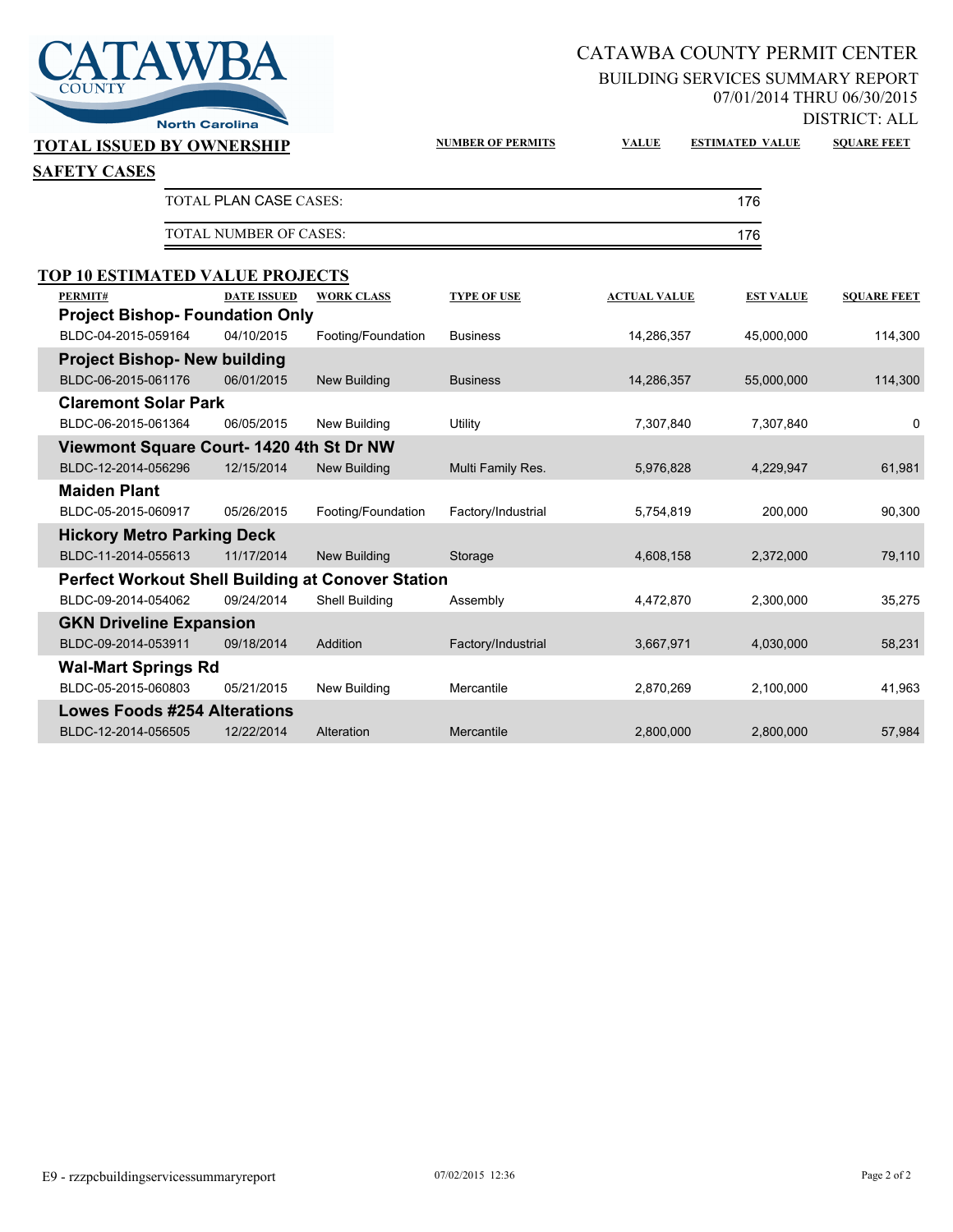CATAWBA COUNTY PERMIT CENTER

BUILDING SERVICES SUMMARY REPORT

07/01/2014 THRU 06/30/2015

DISTRICT: ALL

**TOTAL ISSUED BY OWNERSHIP** | NUMBER OF PERMITS | VALUE | ESTIMATED VALUE | SQUARE FEET

## SAFETY CASES

| | |
|---|---|
| TOTAL PLAN CASE CASES: | 176 |
| TOTAL NUMBER OF CASES: | 176 |

## TOP 10 ESTIMATED VALUE PROJECTS

| PERMIT# | DATE ISSUED | WORK CLASS | TYPE OF USE | ACTUAL VALUE | EST VALUE | SQUARE FEET |
|---|---|---|---|---|---|---|
| **Project Bishop- Foundation Only** | | | | | | |
| BLDC-04-2015-059164 | 04/10/2015 | Footing/Foundation | Business | 14,286,357 | 45,000,000 | 114,300 |
| **Project Bishop- New building** | | | | | | |
| BLDC-06-2015-061176 | 06/01/2015 | New Building | Business | 14,286,357 | 55,000,000 | 114,300 |
| **Claremont Solar Park** | | | | | | |
| BLDC-06-2015-061364 | 06/05/2015 | New Building | Utility | 7,307,840 | 7,307,840 | 0 |
| **Viewmont Square Court- 1420 4th St Dr NW** | | | | | | |
| BLDC-12-2014-056296 | 12/15/2014 | New Building | Multi Family Res. | 5,976,828 | 4,229,947 | 61,981 |
| **Maiden Plant** | | | | | | |
| BLDC-05-2015-060917 | 05/26/2015 | Footing/Foundation | Factory/Industrial | 5,754,819 | 200,000 | 90,300 |
| **Hickory Metro Parking Deck** | | | | | | |
| BLDC-11-2014-055613 | 11/17/2014 | New Building | Storage | 4,608,158 | 2,372,000 | 79,110 |
| **Perfect Workout Shell Building at Conover Station** | | | | | | |
| BLDC-09-2014-054062 | 09/24/2014 | Shell Building | Assembly | 4,472,870 | 2,300,000 | 35,275 |
| **GKN Driveline Expansion** | | | | | | |
| BLDC-09-2014-053911 | 09/18/2014 | Addition | Factory/Industrial | 3,667,971 | 4,030,000 | 58,231 |
| **Wal-Mart Springs Rd** | | | | | | |
| BLDC-05-2015-060803 | 05/21/2015 | New Building | Mercantile | 2,870,269 | 2,100,000 | 41,963 |
| **Lowes Foods #254 Alterations** | | | | | | |
| BLDC-12-2014-056505 | 12/22/2014 | Alteration | Mercantile | 2,800,000 | 2,800,000 | 57,984 |

E9 - rzzpcbuildingservicessummaryreport    07/02/2015 12:36